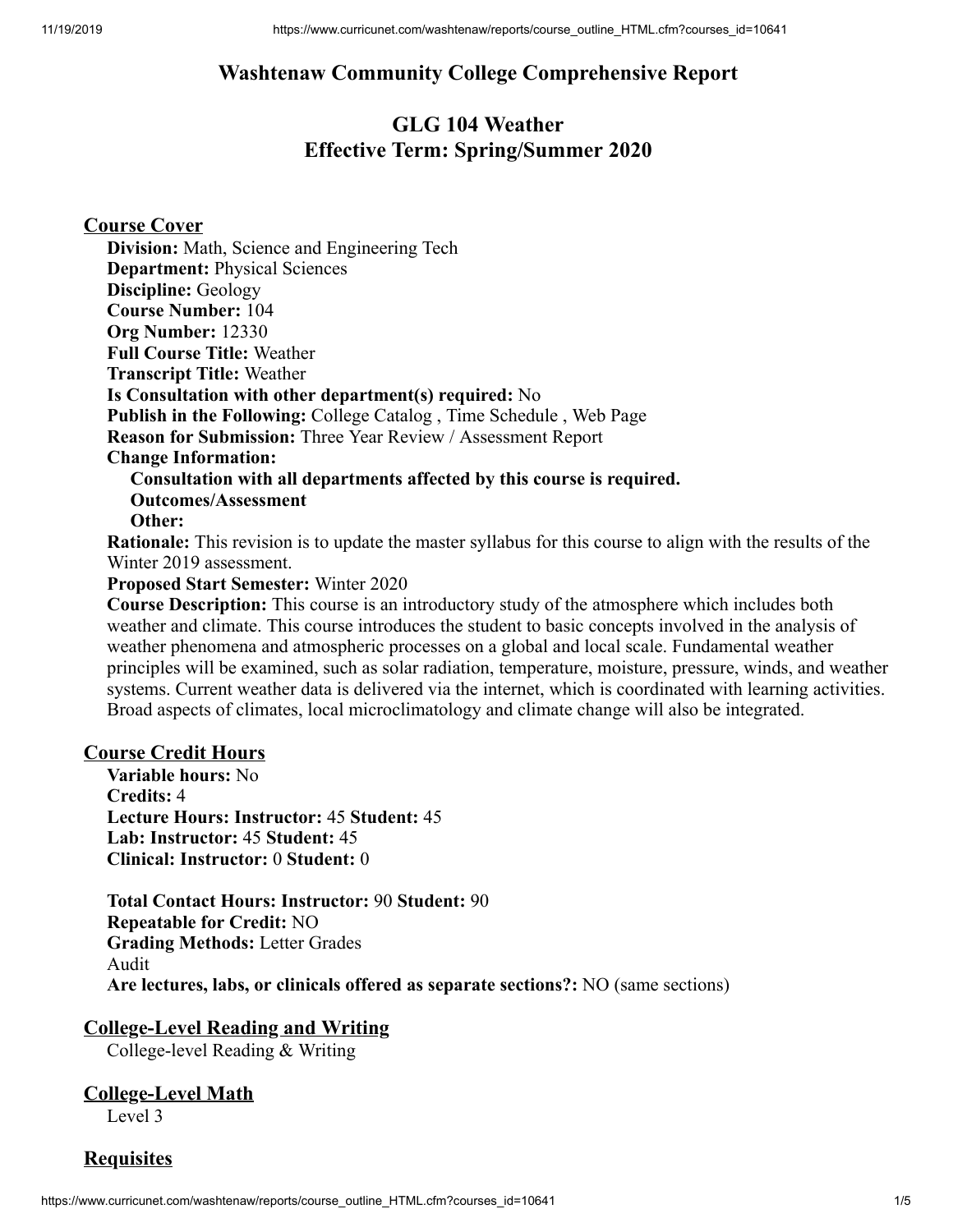# Washtenaw Community College Comprehensive Report

## GLG 104 Weather
## Effective Term: Spring/Summer 2020

### Course Cover

**Division:** Math, Science and Engineering Tech
**Department:** Physical Sciences
**Discipline:** Geology
**Course Number:** 104
**Org Number:** 12330
**Full Course Title:** Weather
**Transcript Title:** Weather
**Is Consultation with other department(s) required:** No
**Publish in the Following:** College Catalog , Time Schedule , Web Page
**Reason for Submission:** Three Year Review / Assessment Report
**Change Information:**

**Consultation with all departments affected by this course is required.**
**Outcomes/Assessment**
**Other:**

**Rationale:** This revision is to update the master syllabus for this course to align with the results of the Winter 2019 assessment.
**Proposed Start Semester:** Winter 2020
**Course Description:** This course is an introductory study of the atmosphere which includes both weather and climate. This course introduces the student to basic concepts involved in the analysis of weather phenomena and atmospheric processes on a global and local scale. Fundamental weather principles will be examined, such as solar radiation, temperature, moisture, pressure, winds, and weather systems. Current weather data is delivered via the internet, which is coordinated with learning activities. Broad aspects of climates, local microclimatology and climate change will also be integrated.

### Course Credit Hours

**Variable hours:** No
**Credits:** 4
**Lecture Hours: Instructor:** 45 **Student:** 45
**Lab: Instructor:** 45 **Student:** 45
**Clinical: Instructor:** 0 **Student:** 0

**Total Contact Hours: Instructor:** 90 **Student:** 90
**Repeatable for Credit:** NO
**Grading Methods:** Letter Grades
Audit
**Are lectures, labs, or clinicals offered as separate sections?:** NO (same sections)

### College-Level Reading and Writing

College-level Reading & Writing

### College-Level Math

Level 3

### Requisites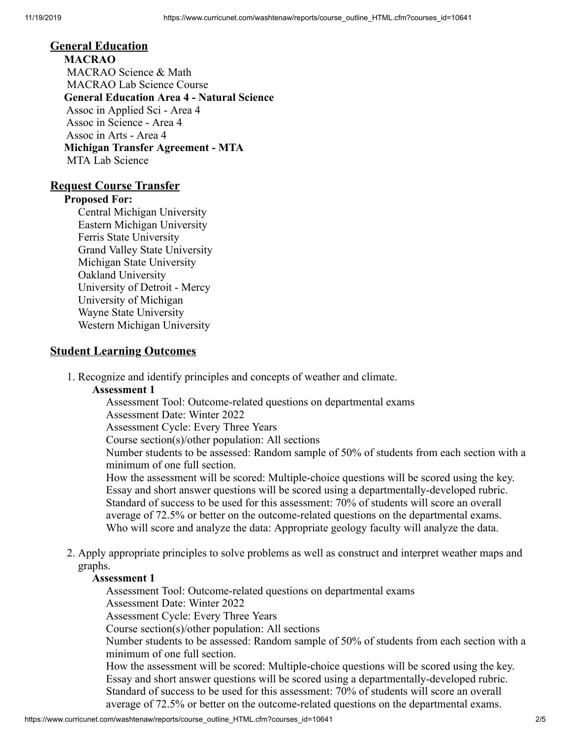## General Education

**MACRAO**

MACRAO Science & Math
MACRAO Lab Science Course

**General Education Area 4 - Natural Science**

Assoc in Applied Sci - Area 4
Assoc in Science - Area 4
Assoc in Arts - Area 4

**Michigan Transfer Agreement - MTA**

MTA Lab Science

## Request Course Transfer

**Proposed For:**

Central Michigan University
Eastern Michigan University
Ferris State University
Grand Valley State University
Michigan State University
Oakland University
University of Detroit - Mercy
University of Michigan
Wayne State University
Western Michigan University

## Student Learning Outcomes

1. Recognize and identify principles and concepts of weather and climate.

   **Assessment 1**

   Assessment Tool: Outcome-related questions on departmental exams
   Assessment Date: Winter 2022
   Assessment Cycle: Every Three Years
   Course section(s)/other population: All sections
   Number students to be assessed: Random sample of 50% of students from each section with a minimum of one full section.
   How the assessment will be scored: Multiple-choice questions will be scored using the key. Essay and short answer questions will be scored using a departmentally-developed rubric.
   Standard of success to be used for this assessment: 70% of students will score an overall average of 72.5% or better on the outcome-related questions on the departmental exams.
   Who will score and analyze the data: Appropriate geology faculty will analyze the data.

2. Apply appropriate principles to solve problems as well as construct and interpret weather maps and graphs.

   **Assessment 1**

   Assessment Tool: Outcome-related questions on departmental exams
   Assessment Date: Winter 2022
   Assessment Cycle: Every Three Years
   Course section(s)/other population: All sections
   Number students to be assessed: Random sample of 50% of students from each section with a minimum of one full section.
   How the assessment will be scored: Multiple-choice questions will be scored using the key. Essay and short answer questions will be scored using a departmentally-developed rubric.
   Standard of success to be used for this assessment: 70% of students will score an overall average of 72.5% or better on the outcome-related questions on the departmental exams.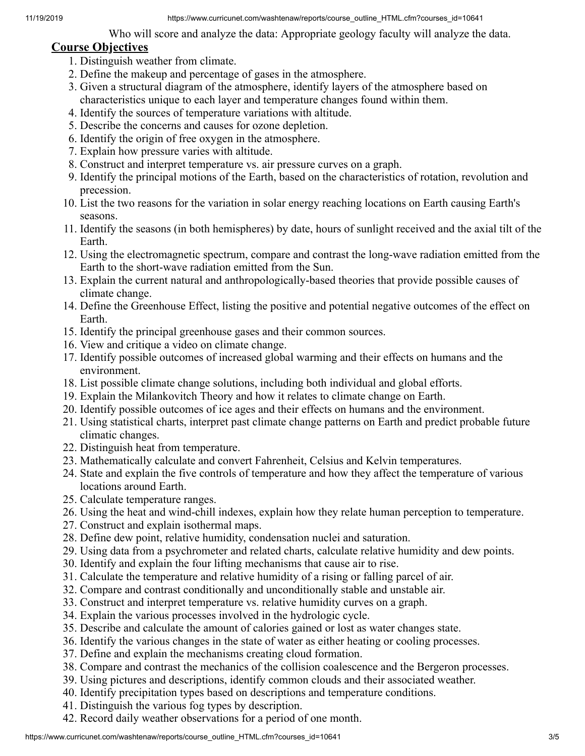Who will score and analyze the data: Appropriate geology faculty will analyze the data.

## Course Objectives

1. Distinguish weather from climate.
2. Define the makeup and percentage of gases in the atmosphere.
3. Given a structural diagram of the atmosphere, identify layers of the atmosphere based on characteristics unique to each layer and temperature changes found within them.
4. Identify the sources of temperature variations with altitude.
5. Describe the concerns and causes for ozone depletion.
6. Identify the origin of free oxygen in the atmosphere.
7. Explain how pressure varies with altitude.
8. Construct and interpret temperature vs. air pressure curves on a graph.
9. Identify the principal motions of the Earth, based on the characteristics of rotation, revolution and precession.
10. List the two reasons for the variation in solar energy reaching locations on Earth causing Earth's seasons.
11. Identify the seasons (in both hemispheres) by date, hours of sunlight received and the axial tilt of the Earth.
12. Using the electromagnetic spectrum, compare and contrast the long-wave radiation emitted from the Earth to the short-wave radiation emitted from the Sun.
13. Explain the current natural and anthropologically-based theories that provide possible causes of climate change.
14. Define the Greenhouse Effect, listing the positive and potential negative outcomes of the effect on Earth.
15. Identify the principal greenhouse gases and their common sources.
16. View and critique a video on climate change.
17. Identify possible outcomes of increased global warming and their effects on humans and the environment.
18. List possible climate change solutions, including both individual and global efforts.
19. Explain the Milankovitch Theory and how it relates to climate change on Earth.
20. Identify possible outcomes of ice ages and their effects on humans and the environment.
21. Using statistical charts, interpret past climate change patterns on Earth and predict probable future climatic changes.
22. Distinguish heat from temperature.
23. Mathematically calculate and convert Fahrenheit, Celsius and Kelvin temperatures.
24. State and explain the five controls of temperature and how they affect the temperature of various locations around Earth.
25. Calculate temperature ranges.
26. Using the heat and wind-chill indexes, explain how they relate human perception to temperature.
27. Construct and explain isothermal maps.
28. Define dew point, relative humidity, condensation nuclei and saturation.
29. Using data from a psychrometer and related charts, calculate relative humidity and dew points.
30. Identify and explain the four lifting mechanisms that cause air to rise.
31. Calculate the temperature and relative humidity of a rising or falling parcel of air.
32. Compare and contrast conditionally and unconditionally stable and unstable air.
33. Construct and interpret temperature vs. relative humidity curves on a graph.
34. Explain the various processes involved in the hydrologic cycle.
35. Describe and calculate the amount of calories gained or lost as water changes state.
36. Identify the various changes in the state of water as either heating or cooling processes.
37. Define and explain the mechanisms creating cloud formation.
38. Compare and contrast the mechanics of the collision coalescence and the Bergeron processes.
39. Using pictures and descriptions, identify common clouds and their associated weather.
40. Identify precipitation types based on descriptions and temperature conditions.
41. Distinguish the various fog types by description.
42. Record daily weather observations for a period of one month.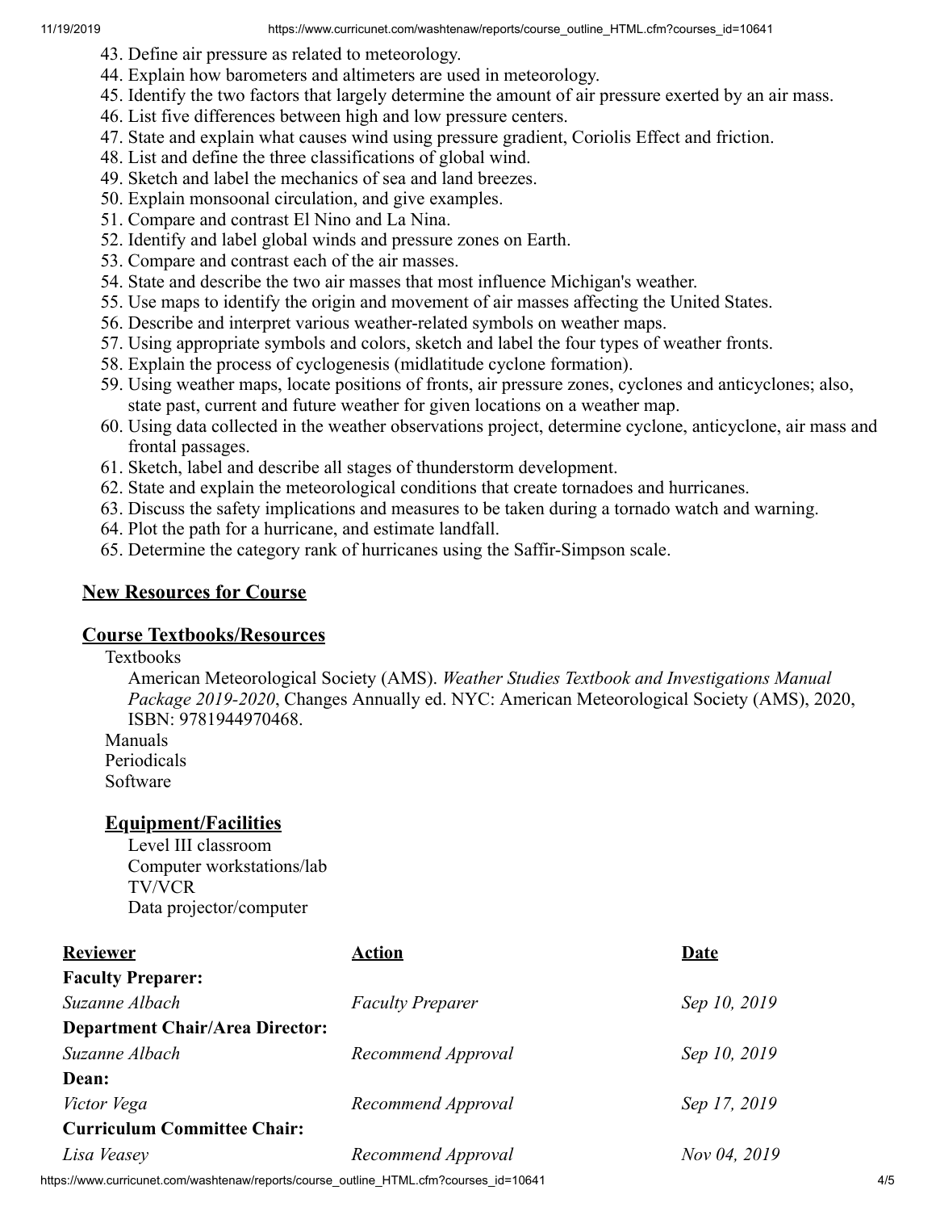43. Define air pressure as related to meteorology.
44. Explain how barometers and altimeters are used in meteorology.
45. Identify the two factors that largely determine the amount of air pressure exerted by an air mass.
46. List five differences between high and low pressure centers.
47. State and explain what causes wind using pressure gradient, Coriolis Effect and friction.
48. List and define the three classifications of global wind.
49. Sketch and label the mechanics of sea and land breezes.
50. Explain monsoonal circulation, and give examples.
51. Compare and contrast El Nino and La Nina.
52. Identify and label global winds and pressure zones on Earth.
53. Compare and contrast each of the air masses.
54. State and describe the two air masses that most influence Michigan's weather.
55. Use maps to identify the origin and movement of air masses affecting the United States.
56. Describe and interpret various weather-related symbols on weather maps.
57. Using appropriate symbols and colors, sketch and label the four types of weather fronts.
58. Explain the process of cyclogenesis (midlatitude cyclone formation).
59. Using weather maps, locate positions of fronts, air pressure zones, cyclones and anticyclones; also, state past, current and future weather for given locations on a weather map.
60. Using data collected in the weather observations project, determine cyclone, anticyclone, air mass and frontal passages.
61. Sketch, label and describe all stages of thunderstorm development.
62. State and explain the meteorological conditions that create tornadoes and hurricanes.
63. Discuss the safety implications and measures to be taken during a tornado watch and warning.
64. Plot the path for a hurricane, and estimate landfall.
65. Determine the category rank of hurricanes using the Saffir-Simpson scale.

## New Resources for Course

## Course Textbooks/Resources

Textbooks

American Meteorological Society (AMS). *Weather Studies Textbook and Investigations Manual Package 2019-2020*, Changes Annually ed. NYC: American Meteorological Society (AMS), 2020, ISBN: 9781944970468.

Manuals

Periodicals

Software

### Equipment/Facilities

Level III classroom

Computer workstations/lab

TV/VCR

Data projector/computer

| Reviewer | Action | Date |
|---|---|---|
| **Faculty Preparer:** | | |
| *Suzanne Albach* | *Faculty Preparer* | *Sep 10, 2019* |
| **Department Chair/Area Director:** | | |
| *Suzanne Albach* | *Recommend Approval* | *Sep 10, 2019* |
| **Dean:** | | |
| *Victor Vega* | *Recommend Approval* | *Sep 17, 2019* |
| **Curriculum Committee Chair:** | | |
| *Lisa Veasey* | *Recommend Approval* | *Nov 04, 2019* |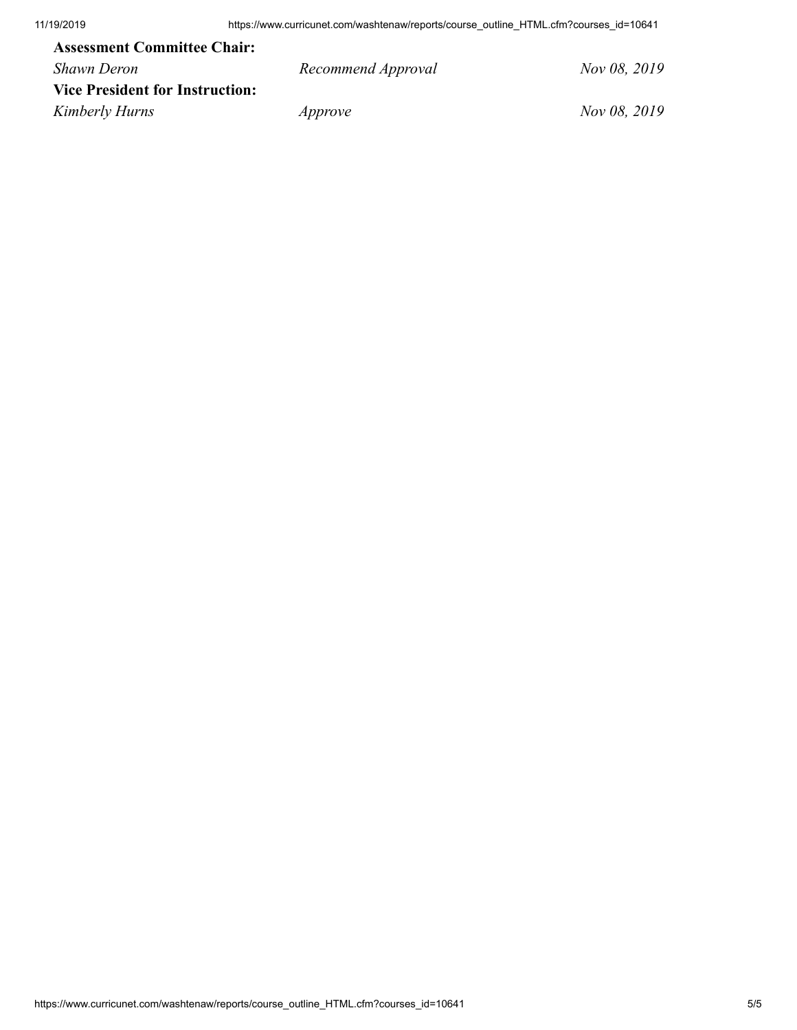**Assessment Committee Chair:**

| | | |
|---|---|---|
| *Shawn Deron* | *Recommend Approval* | *Nov 08, 2019* |

**Vice President for Instruction:**

| | | |
|---|---|---|
| *Kimberly Hurns* | *Approve* | *Nov 08, 2019* |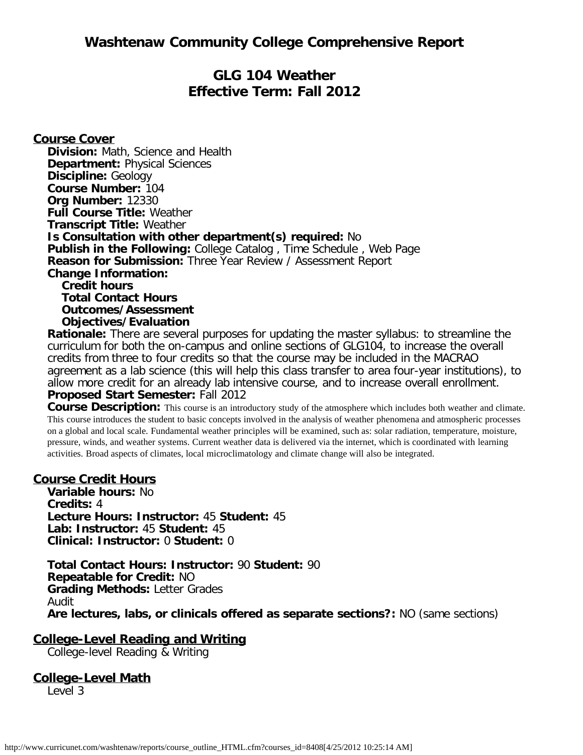# Washtenaw Community College Comprehensive Report

## GLG 104 Weather
## Effective Term: Fall 2012

### Course Cover

**Division:** Math, Science and Health
**Department:** Physical Sciences
**Discipline:** Geology
**Course Number:** 104
**Org Number:** 12330
**Full Course Title:** Weather
**Transcript Title:** Weather
**Is Consultation with other department(s) required:** No
**Publish in the Following:** College Catalog , Time Schedule , Web Page
**Reason for Submission:** Three Year Review / Assessment Report
**Change Information:**

- **Credit hours**
- **Total Contact Hours**
- **Outcomes/Assessment**
- **Objectives/Evaluation**

**Rationale:** There are several purposes for updating the master syllabus: to streamline the curriculum for both the on-campus and online sections of GLG104, to increase the overall credits from three to four credits so that the course may be included in the MACRAO agreement as a lab science (this will help this class transfer to area four-year institutions), to allow more credit for an already lab intensive course, and to increase overall enrollment.
**Proposed Start Semester:** Fall 2012
**Course Description:** This course is an introductory study of the atmosphere which includes both weather and climate. This course introduces the student to basic concepts involved in the analysis of weather phenomena and atmospheric processes on a global and local scale. Fundamental weather principles will be examined, such as: solar radiation, temperature, moisture, pressure, winds, and weather systems. Current weather data is delivered via the internet, which is coordinated with learning activities. Broad aspects of climates, local microclimatology and climate change will also be integrated.

### Course Credit Hours

**Variable hours:** No
**Credits:** 4
**Lecture Hours: Instructor:** 45 **Student:** 45
**Lab: Instructor:** 45 **Student:** 45
**Clinical: Instructor:** 0 **Student:** 0

**Total Contact Hours: Instructor:** 90 **Student:** 90
**Repeatable for Credit:** NO
**Grading Methods:** Letter Grades
Audit
**Are lectures, labs, or clinicals offered as separate sections?:** NO (same sections)

### College-Level Reading and Writing

College-level Reading & Writing

### College-Level Math

Level 3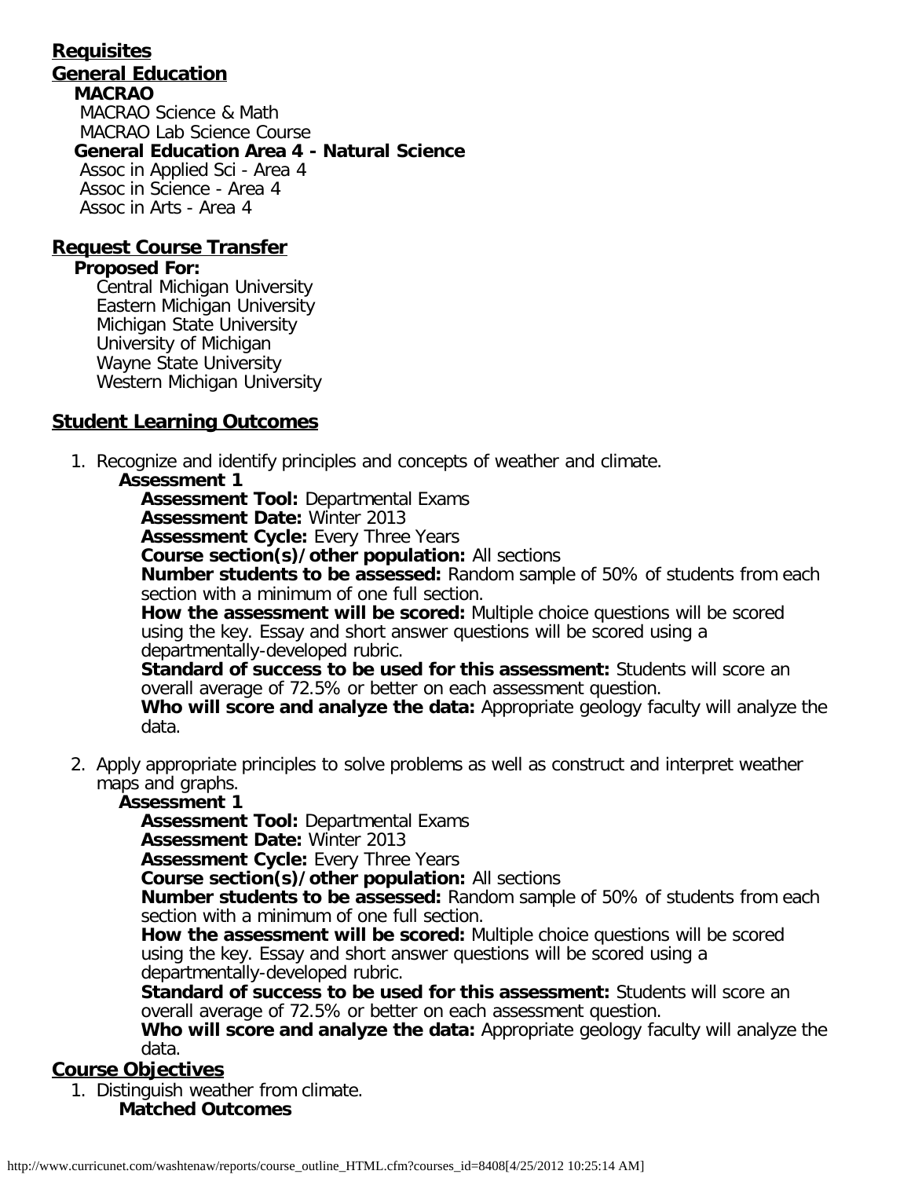## Requisites

## General Education

**MACRAO**

MACRAO Science & Math
MACRAO Lab Science Course

**General Education Area 4 - Natural Science**

Assoc in Applied Sci - Area 4
Assoc in Science - Area 4
Assoc in Arts - Area 4

## Request Course Transfer

**Proposed For:**

Central Michigan University
Eastern Michigan University
Michigan State University
University of Michigan
Wayne State University
Western Michigan University

## Student Learning Outcomes

1. Recognize and identify principles and concepts of weather and climate.

   **Assessment 1**

   **Assessment Tool:** Departmental Exams
   **Assessment Date:** Winter 2013
   **Assessment Cycle:** Every Three Years
   **Course section(s)/other population:** All sections
   **Number students to be assessed:** Random sample of 50% of students from each section with a minimum of one full section.
   **How the assessment will be scored:** Multiple choice questions will be scored using the key. Essay and short answer questions will be scored using a departmentally-developed rubric.
   **Standard of success to be used for this assessment:** Students will score an overall average of 72.5% or better on each assessment question.
   **Who will score and analyze the data:** Appropriate geology faculty will analyze the data.

2. Apply appropriate principles to solve problems as well as construct and interpret weather maps and graphs.

   **Assessment 1**

   **Assessment Tool:** Departmental Exams
   **Assessment Date:** Winter 2013
   **Assessment Cycle:** Every Three Years
   **Course section(s)/other population:** All sections
   **Number students to be assessed:** Random sample of 50% of students from each section with a minimum of one full section.
   **How the assessment will be scored:** Multiple choice questions will be scored using the key. Essay and short answer questions will be scored using a departmentally-developed rubric.
   **Standard of success to be used for this assessment:** Students will score an overall average of 72.5% or better on each assessment question.
   **Who will score and analyze the data:** Appropriate geology faculty will analyze the data.

## Course Objectives

1. Distinguish weather from climate.

   **Matched Outcomes**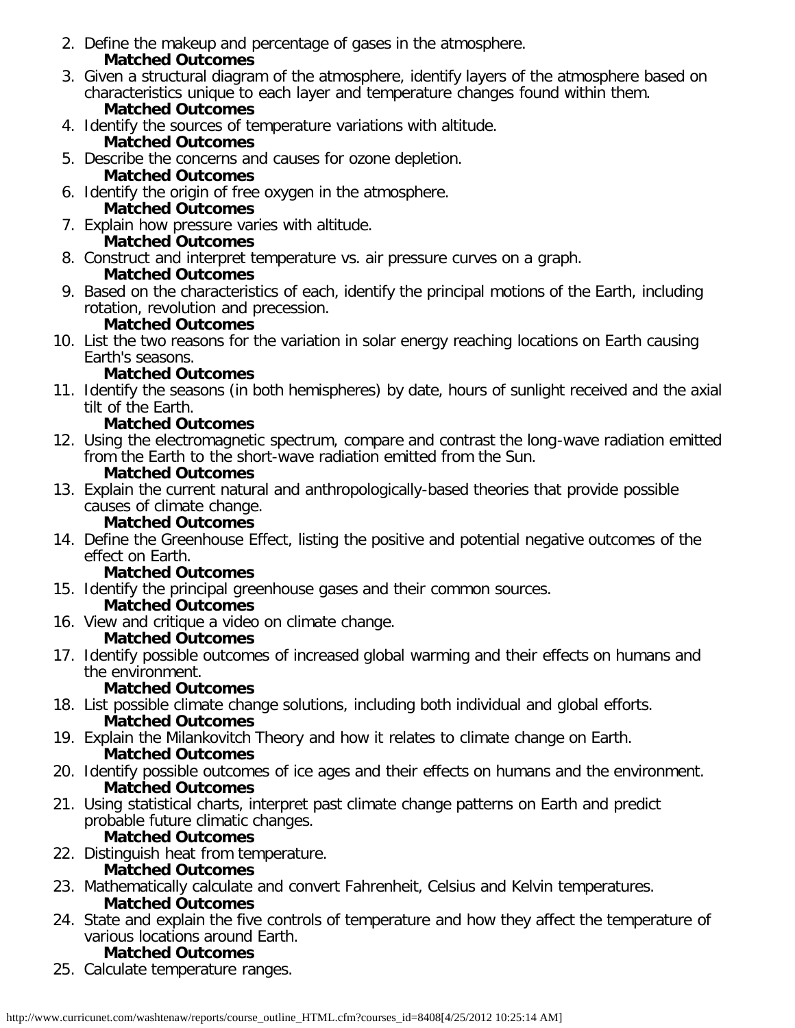2. Define the makeup and percentage of gases in the atmosphere.
   **Matched Outcomes**
3. Given a structural diagram of the atmosphere, identify layers of the atmosphere based on characteristics unique to each layer and temperature changes found within them.
   **Matched Outcomes**
4. Identify the sources of temperature variations with altitude.
   **Matched Outcomes**
5. Describe the concerns and causes for ozone depletion.
   **Matched Outcomes**
6. Identify the origin of free oxygen in the atmosphere.
   **Matched Outcomes**
7. Explain how pressure varies with altitude.
   **Matched Outcomes**
8. Construct and interpret temperature vs. air pressure curves on a graph.
   **Matched Outcomes**
9. Based on the characteristics of each, identify the principal motions of the Earth, including rotation, revolution and precession.
   **Matched Outcomes**
10. List the two reasons for the variation in solar energy reaching locations on Earth causing Earth's seasons.
    **Matched Outcomes**
11. Identify the seasons (in both hemispheres) by date, hours of sunlight received and the axial tilt of the Earth.
    **Matched Outcomes**
12. Using the electromagnetic spectrum, compare and contrast the long-wave radiation emitted from the Earth to the short-wave radiation emitted from the Sun.
    **Matched Outcomes**
13. Explain the current natural and anthropologically-based theories that provide possible causes of climate change.
    **Matched Outcomes**
14. Define the Greenhouse Effect, listing the positive and potential negative outcomes of the effect on Earth.
    **Matched Outcomes**
15. Identify the principal greenhouse gases and their common sources.
    **Matched Outcomes**
16. View and critique a video on climate change.
    **Matched Outcomes**
17. Identify possible outcomes of increased global warming and their effects on humans and the environment.
    **Matched Outcomes**
18. List possible climate change solutions, including both individual and global efforts.
    **Matched Outcomes**
19. Explain the Milankovitch Theory and how it relates to climate change on Earth.
    **Matched Outcomes**
20. Identify possible outcomes of ice ages and their effects on humans and the environment.
    **Matched Outcomes**
21. Using statistical charts, interpret past climate change patterns on Earth and predict probable future climatic changes.
    **Matched Outcomes**
22. Distinguish heat from temperature.
    **Matched Outcomes**
23. Mathematically calculate and convert Fahrenheit, Celsius and Kelvin temperatures.
    **Matched Outcomes**
24. State and explain the five controls of temperature and how they affect the temperature of various locations around Earth.
    **Matched Outcomes**
25. Calculate temperature ranges.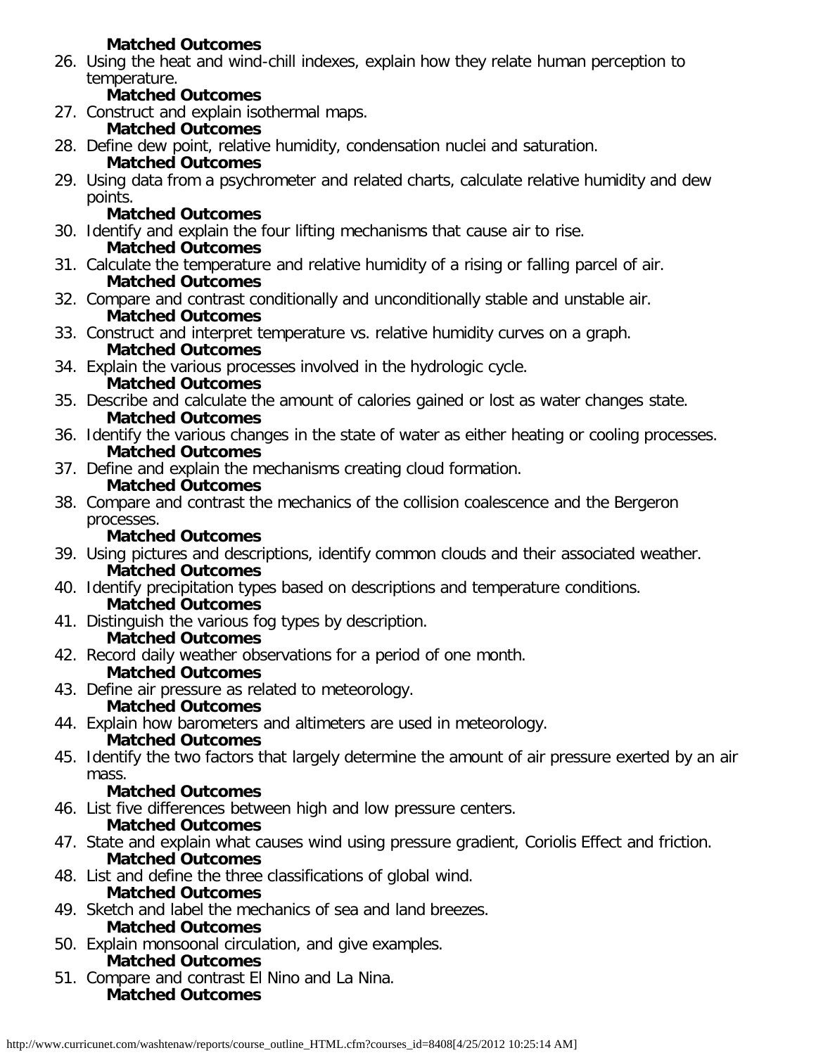**Matched Outcomes**

26. Using the heat and wind-chill indexes, explain how they relate human perception to temperature.
    **Matched Outcomes**
27. Construct and explain isothermal maps.
    **Matched Outcomes**
28. Define dew point, relative humidity, condensation nuclei and saturation.
    **Matched Outcomes**
29. Using data from a psychrometer and related charts, calculate relative humidity and dew points.
    **Matched Outcomes**
30. Identify and explain the four lifting mechanisms that cause air to rise.
    **Matched Outcomes**
31. Calculate the temperature and relative humidity of a rising or falling parcel of air.
    **Matched Outcomes**
32. Compare and contrast conditionally and unconditionally stable and unstable air.
    **Matched Outcomes**
33. Construct and interpret temperature vs. relative humidity curves on a graph.
    **Matched Outcomes**
34. Explain the various processes involved in the hydrologic cycle.
    **Matched Outcomes**
35. Describe and calculate the amount of calories gained or lost as water changes state.
    **Matched Outcomes**
36. Identify the various changes in the state of water as either heating or cooling processes.
    **Matched Outcomes**
37. Define and explain the mechanisms creating cloud formation.
    **Matched Outcomes**
38. Compare and contrast the mechanics of the collision coalescence and the Bergeron processes.
    **Matched Outcomes**
39. Using pictures and descriptions, identify common clouds and their associated weather.
    **Matched Outcomes**
40. Identify precipitation types based on descriptions and temperature conditions.
    **Matched Outcomes**
41. Distinguish the various fog types by description.
    **Matched Outcomes**
42. Record daily weather observations for a period of one month.
    **Matched Outcomes**
43. Define air pressure as related to meteorology.
    **Matched Outcomes**
44. Explain how barometers and altimeters are used in meteorology.
    **Matched Outcomes**
45. Identify the two factors that largely determine the amount of air pressure exerted by an air mass.
    **Matched Outcomes**
46. List five differences between high and low pressure centers.
    **Matched Outcomes**
47. State and explain what causes wind using pressure gradient, Coriolis Effect and friction.
    **Matched Outcomes**
48. List and define the three classifications of global wind.
    **Matched Outcomes**
49. Sketch and label the mechanics of sea and land breezes.
    **Matched Outcomes**
50. Explain monsoonal circulation, and give examples.
    **Matched Outcomes**
51. Compare and contrast El Nino and La Nina.
    **Matched Outcomes**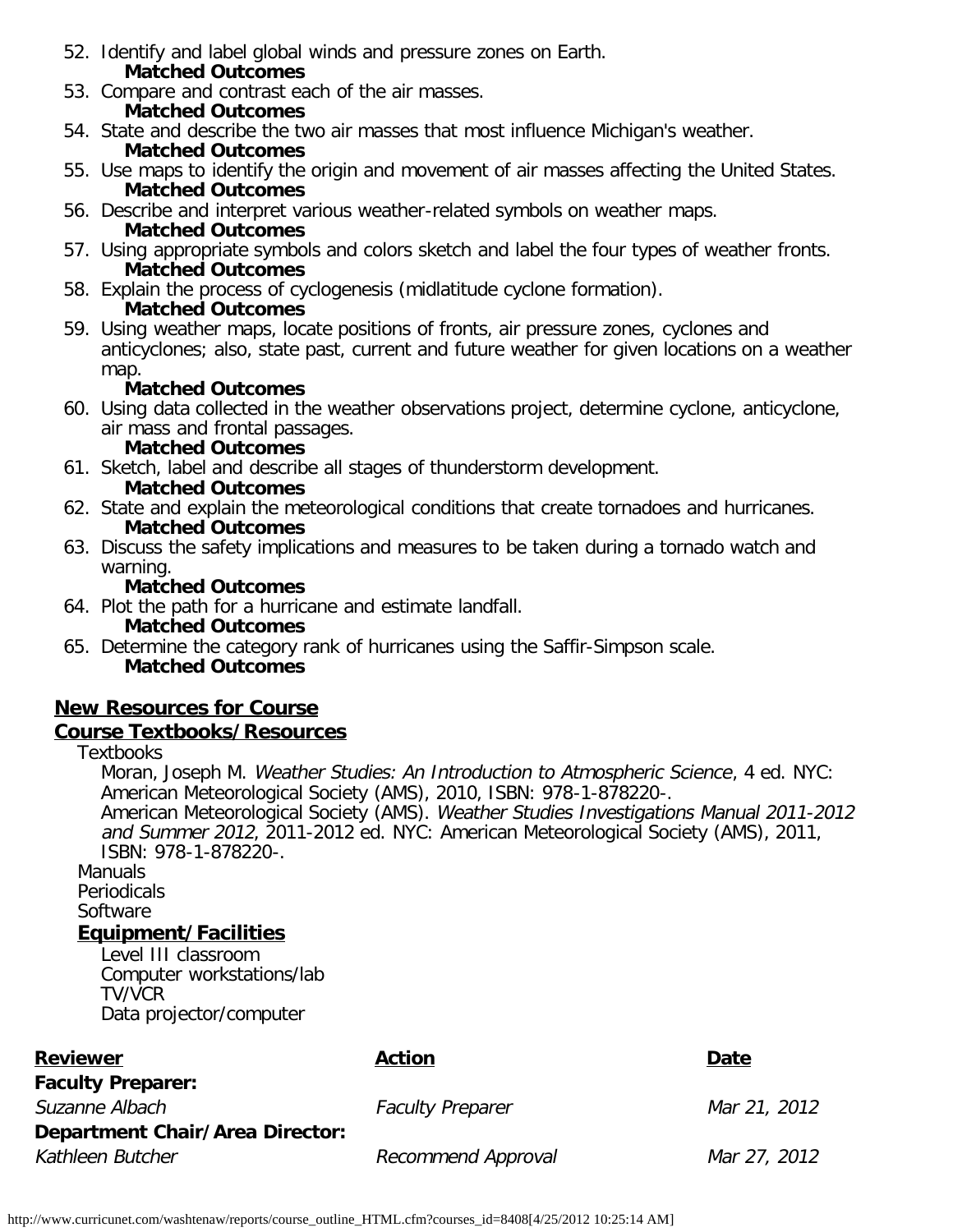52. Identify and label global winds and pressure zones on Earth.
    **Matched Outcomes**
53. Compare and contrast each of the air masses.
    **Matched Outcomes**
54. State and describe the two air masses that most influence Michigan's weather.
    **Matched Outcomes**
55. Use maps to identify the origin and movement of air masses affecting the United States.
    **Matched Outcomes**
56. Describe and interpret various weather-related symbols on weather maps.
    **Matched Outcomes**
57. Using appropriate symbols and colors sketch and label the four types of weather fronts.
    **Matched Outcomes**
58. Explain the process of cyclogenesis (midlatitude cyclone formation).
    **Matched Outcomes**
59. Using weather maps, locate positions of fronts, air pressure zones, cyclones and anticyclones; also, state past, current and future weather for given locations on a weather map.
    **Matched Outcomes**
60. Using data collected in the weather observations project, determine cyclone, anticyclone, air mass and frontal passages.
    **Matched Outcomes**
61. Sketch, label and describe all stages of thunderstorm development.
    **Matched Outcomes**
62. State and explain the meteorological conditions that create tornadoes and hurricanes.
    **Matched Outcomes**
63. Discuss the safety implications and measures to be taken during a tornado watch and warning.
    **Matched Outcomes**
64. Plot the path for a hurricane and estimate landfall.
    **Matched Outcomes**
65. Determine the category rank of hurricanes using the Saffir-Simpson scale.
    **Matched Outcomes**

## New Resources for Course

## Course Textbooks/Resources

Textbooks

Moran, Joseph M. *Weather Studies: An Introduction to Atmospheric Science*, 4 ed. NYC: American Meteorological Society (AMS), 2010, ISBN: 978-1-878220-.

American Meteorological Society (AMS). *Weather Studies Investigations Manual 2011-2012 and Summer 2012*, 2011-2012 ed. NYC: American Meteorological Society (AMS), 2011, ISBN: 978-1-878220-.

Manuals

Periodicals

Software

### Equipment/Facilities

Level III classroom
Computer workstations/lab
TV/VCR
Data projector/computer

| Reviewer | Action | Date |
|---|---|---|
| **Faculty Preparer:** | | |
| *Suzanne Albach* | *Faculty Preparer* | *Mar 21, 2012* |
| **Department Chair/Area Director:** | | |
| *Kathleen Butcher* | *Recommend Approval* | *Mar 27, 2012* |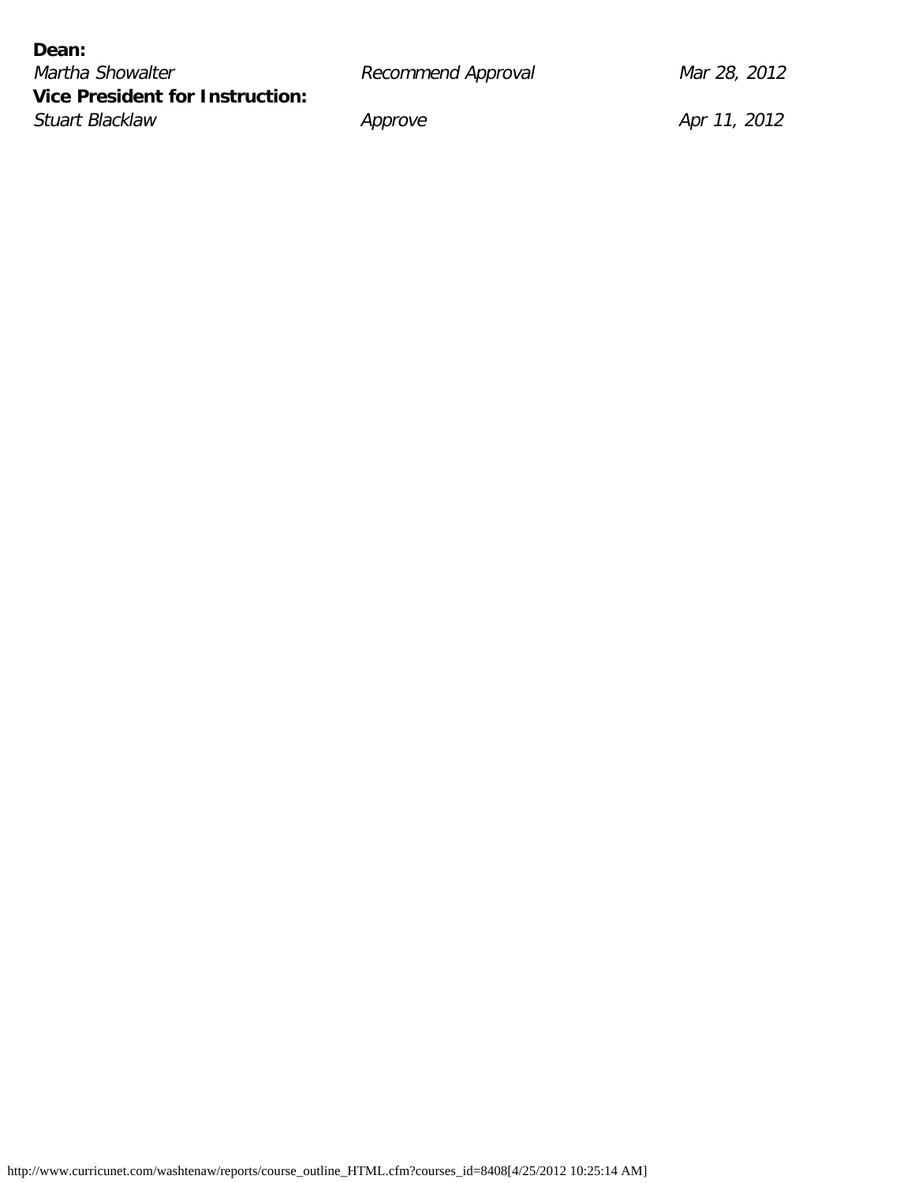| | | |
|---|---|---|
| **Dean:** | | |
| *Martha Showalter* | *Recommend Approval* | *Mar 28, 2012* |
| **Vice President for Instruction:** | | |
| *Stuart Blacklaw* | *Approve* | *Apr 11, 2012* |